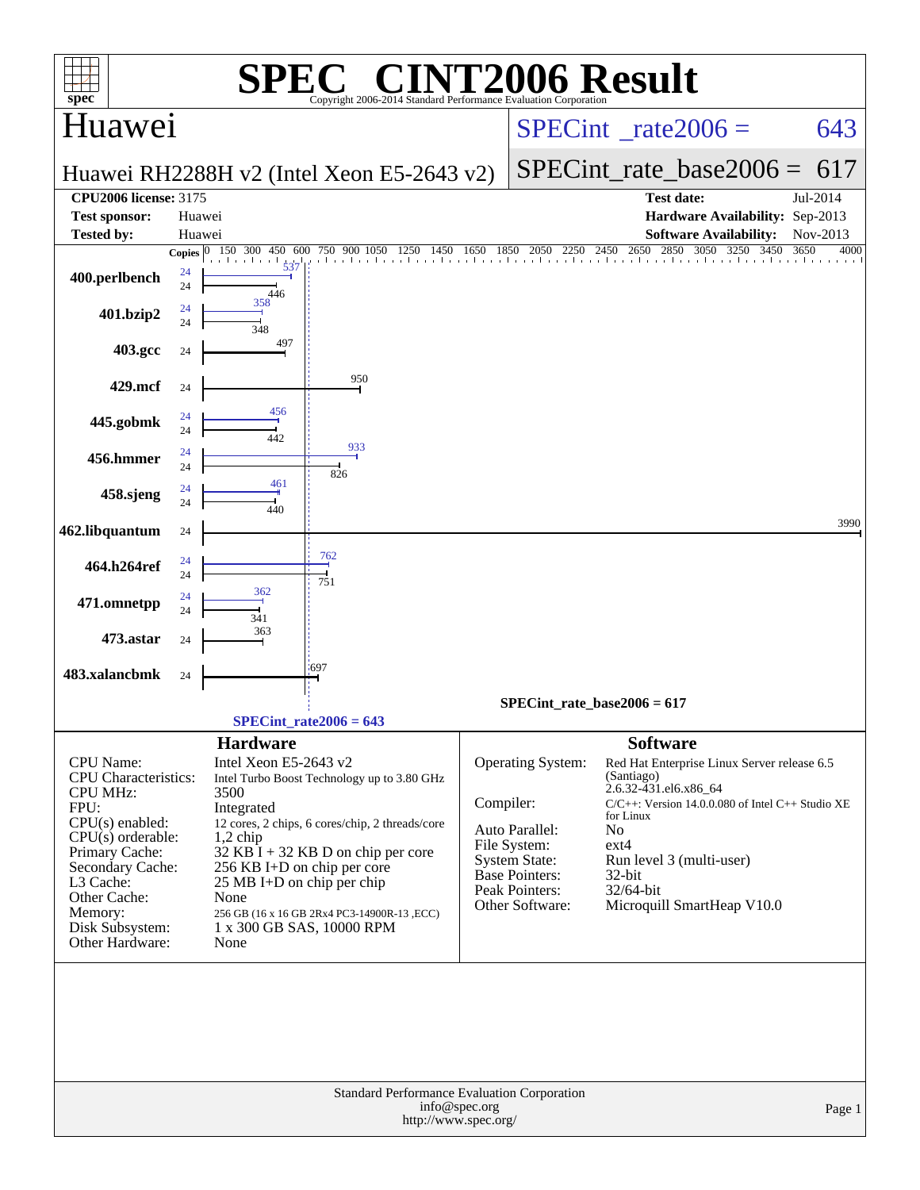# SPEC CINT2006 Result

Copyright 2006-2014 Standard Performance Evaluation Corporation

## Huawei

**Huawei RH2288H v2 (Intel Xeon E5-2643 v2)**

SPECint_rate2006 = 643

SPECint_rate_base2006 = 617

| | | | |
|---|---|---|---|
| **CPU2006 license:** 3175 | | **Test date:** | Jul-2014 |
| **Test sponsor:** | Huawei | **Hardware Availability:** | Sep-2013 |
| **Tested by:** | Huawei | **Software Availability:** | Nov-2013 |

| Benchmark | Copies (peak) | Peak | Copies (base) | Base |
|---|---|---|---|---|
| 400.perlbench | 24 | 537 | 24 | 446 |
| 401.bzip2 | 24 | 358 | 24 | 348 |
| 403.gcc | | | 24 | 497 |
| 429.mcf | | | 24 | 950 |
| 445.gobmk | 24 | 456 | 24 | 442 |
| 456.hmmer | 24 | 933 | 24 | 826 |
| 458.sjeng | 24 | 461 | 24 | 440 |
| 462.libquantum | | | 24 | 3990 |
| 464.h264ref | 24 | 762 | 24 | 751 |
| 471.omnetpp | 24 | 362 | 24 | 341 |
| 473.astar | | | 24 | 363 |
| 483.xalancbmk | | | 24 | 697 |

SPECint_rate_base2006 = 617

SPECint_rate2006 = 643

### Hardware

| | |
|---|---|
| CPU Name: | Intel Xeon E5-2643 v2 |
| CPU Characteristics: | Intel Turbo Boost Technology up to 3.80 GHz |
| CPU MHz: | 3500 |
| FPU: | Integrated |
| CPU(s) enabled: | 12 cores, 2 chips, 6 cores/chip, 2 threads/core |
| CPU(s) orderable: | 1,2 chip |
| Primary Cache: | 32 KB I + 32 KB D on chip per core |
| Secondary Cache: | 256 KB I+D on chip per core |
| L3 Cache: | 25 MB I+D on chip per chip |
| Other Cache: | None |
| Memory: | 256 GB (16 x 16 GB 2Rx4 PC3-14900R-13 ,ECC) |
| Disk Subsystem: | 1 x 300 GB SAS, 10000 RPM |
| Other Hardware: | None |

### Software

| | |
|---|---|
| Operating System: | Red Hat Enterprise Linux Server release 6.5 (Santiago) 2.6.32-431.el6.x86_64 |
| Compiler: | C/C++: Version 14.0.0.080 of Intel C++ Studio XE for Linux |
| Auto Parallel: | No |
| File System: | ext4 |
| System State: | Run level 3 (multi-user) |
| Base Pointers: | 32-bit |
| Peak Pointers: | 32/64-bit |
| Other Software: | Microquill SmartHeap V10.0 |

Standard Performance Evaluation Corporation
info@spec.org
http://www.spec.org/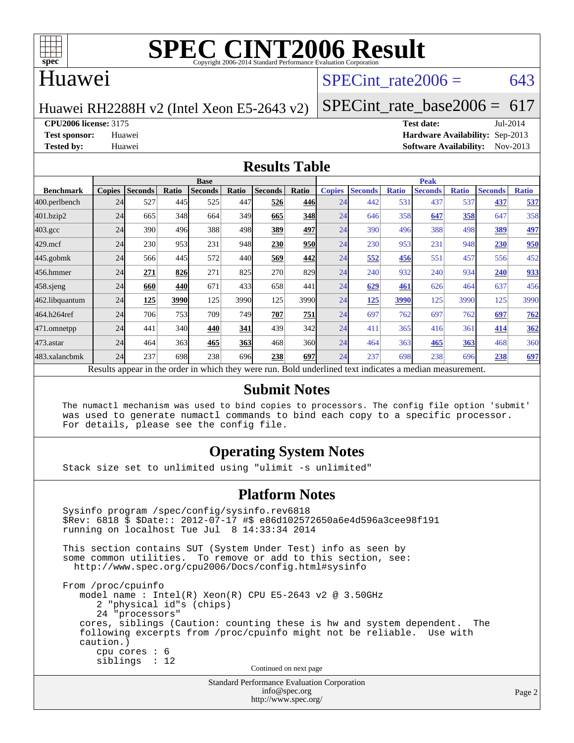# SPEC CINT2006 Result

Copyright 2006-2014 Standard Performance Evaluation Corporation

## Huawei

Huawei RH2288H v2 (Intel Xeon E5-2643 v2)

SPECint_rate2006 = 643

SPECint_rate_base2006 = 617

**CPU2006 license:** 3175
**Test sponsor:** Huawei
**Tested by:** Huawei

**Test date:** Jul-2014
**Hardware Availability:** Sep-2013
**Software Availability:** Nov-2013

## Results Table

| Benchmark | Base | | | | | | | Peak | | | | | | |
|---|---|---|---|---|---|---|---|---|---|---|---|---|---|---|
| | Copies | Seconds | Ratio | Seconds | Ratio | Seconds | Ratio | Copies | Seconds | Ratio | Seconds | Ratio | Seconds | Ratio |
| 400.perlbench | 24 | 527 | 445 | 525 | 447 | **526** | **446** | 24 | 442 | 531 | 437 | 537 | **437** | **537** |
| 401.bzip2 | 24 | 665 | 348 | 664 | 349 | **665** | **348** | 24 | 646 | 358 | **647** | **358** | 647 | 358 |
| 403.gcc | 24 | 390 | 496 | 388 | 498 | **389** | **497** | 24 | 390 | 496 | 388 | 498 | **389** | **497** |
| 429.mcf | 24 | 230 | 953 | 231 | 948 | **230** | **950** | 24 | 230 | 953 | 231 | 948 | **230** | **950** |
| 445.gobmk | 24 | 566 | 445 | 572 | 440 | **569** | **442** | 24 | **552** | **456** | 551 | 457 | 556 | 452 |
| 456.hmmer | 24 | **271** | **826** | 271 | 825 | 270 | 829 | 24 | 240 | 932 | 240 | 934 | **240** | **933** |
| 458.sjeng | 24 | **660** | **440** | 671 | 433 | 658 | 441 | 24 | **629** | **461** | 626 | 464 | 637 | 456 |
| 462.libquantum | 24 | **125** | **3990** | 125 | 3990 | 125 | 3990 | 24 | **125** | **3990** | 125 | 3990 | 125 | 3990 |
| 464.h264ref | 24 | 706 | 753 | 709 | 749 | **707** | **751** | 24 | 697 | 762 | 697 | 762 | **697** | **762** |
| 471.omnetpp | 24 | 441 | 340 | **440** | **341** | 439 | 342 | 24 | 411 | 365 | 416 | 361 | **414** | **362** |
| 473.astar | 24 | 464 | 363 | **465** | **363** | 468 | 360 | 24 | 464 | 363 | **465** | **363** | 468 | 360 |
| 483.xalancbmk | 24 | 237 | 698 | 238 | 696 | **238** | **697** | 24 | 237 | 698 | 238 | 696 | **238** | **697** |

Results appear in the order in which they were run. Bold underlined text indicates a median measurement.

## Submit Notes

```
The numactl mechanism was used to bind copies to processors. The config file option 'submit'
was used to generate numactl commands to bind each copy to a specific processor.
For details, please see the config file.
```

## Operating System Notes

```
Stack size set to unlimited using "ulimit -s unlimited"
```

## Platform Notes

```
Sysinfo program /spec/config/sysinfo.rev6818
$Rev: 6818 $ $Date:: 2012-07-17 #$ e86d102572650a6e4d596a3cee98f191
running on localhost Tue Jul  8 14:33:34 2014

This section contains SUT (System Under Test) info as seen by
some common utilities.  To remove or add to this section, see:
  http://www.spec.org/cpu2006/Docs/config.html#sysinfo

From /proc/cpuinfo
   model name : Intel(R) Xeon(R) CPU E5-2643 v2 @ 3.50GHz
      2 "physical id"s (chips)
      24 "processors"
   cores, siblings (Caution: counting these is hw and system dependent.  The
   following excerpts from /proc/cpuinfo might not be reliable.  Use with
   caution.)
      cpu cores : 6
      siblings  : 12
```

Continued on next page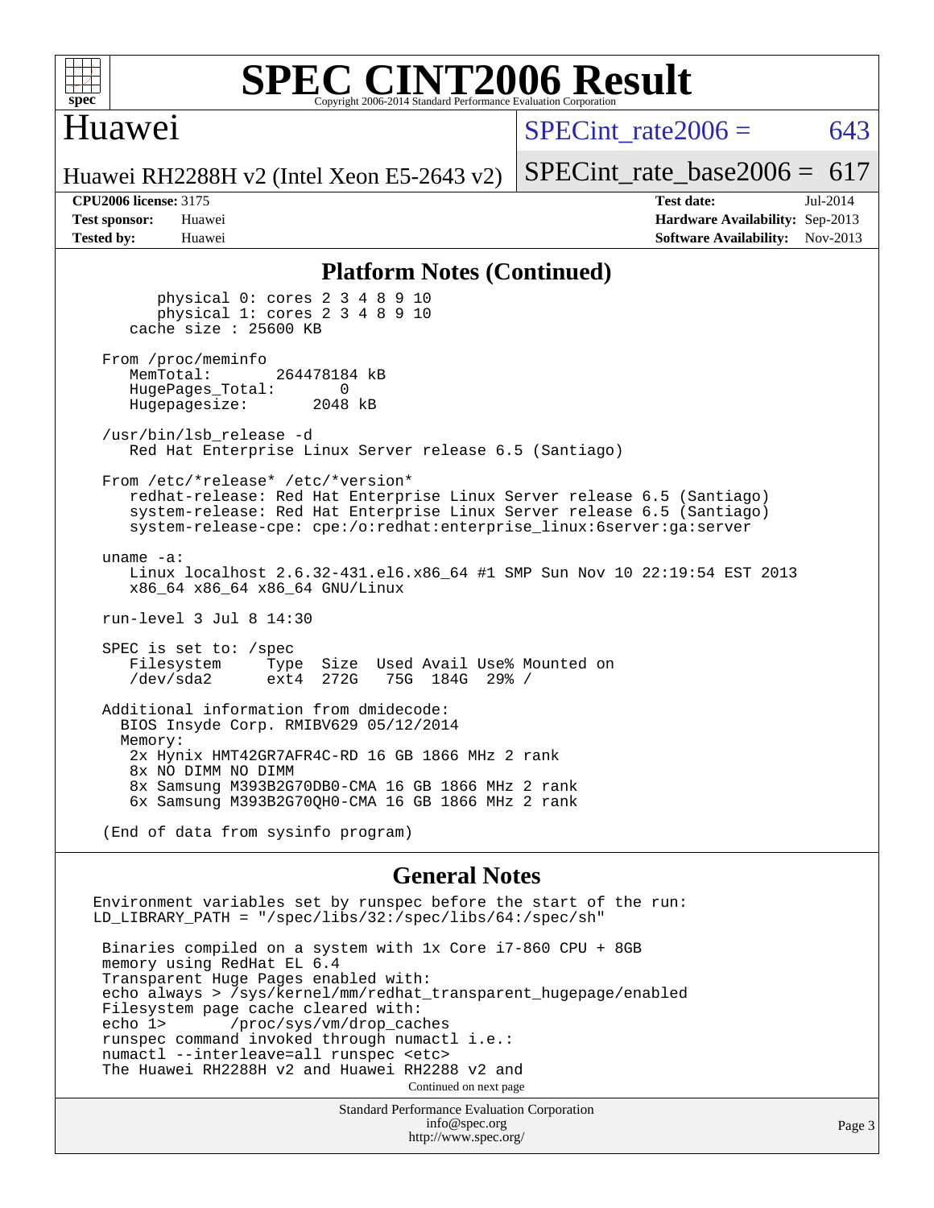## Platform Notes (Continued)

```
        physical 0: cores 2 3 4 8 9 10
        physical 1: cores 2 3 4 8 9 10
     cache size : 25600 KB

  From /proc/meminfo
     MemTotal:       264478184 kB
     HugePages_Total:       0
     Hugepagesize:       2048 kB

  /usr/bin/lsb_release -d
     Red Hat Enterprise Linux Server release 6.5 (Santiago)

  From /etc/*release* /etc/*version*
     redhat-release: Red Hat Enterprise Linux Server release 6.5 (Santiago)
     system-release: Red Hat Enterprise Linux Server release 6.5 (Santiago)
     system-release-cpe: cpe:/o:redhat:enterprise_linux:6server:ga:server

  uname -a:
     Linux localhost 2.6.32-431.el6.x86_64 #1 SMP Sun Nov 10 22:19:54 EST 2013
     x86_64 x86_64 x86_64 GNU/Linux

  run-level 3 Jul 8 14:30

  SPEC is set to: /spec
     Filesystem     Type  Size  Used Avail Use% Mounted on
     /dev/sda2      ext4  272G   75G  184G  29% /

  Additional information from dmidecode:
    BIOS Insyde Corp. RMIBV629 05/12/2014
    Memory:
     2x Hynix HMT42GR7AFR4C-RD 16 GB 1866 MHz 2 rank
     8x NO DIMM NO DIMM
     8x Samsung M393B2G70DB0-CMA 16 GB 1866 MHz 2 rank
     6x Samsung M393B2G70QH0-CMA 16 GB 1866 MHz 2 rank

  (End of data from sysinfo program)
```

## General Notes

```
Environment variables set by runspec before the start of the run:
LD_LIBRARY_PATH = "/spec/libs/32:/spec/libs/64:/spec/sh"

 Binaries compiled on a system with 1x Core i7-860 CPU + 8GB
 memory using RedHat EL 6.4
 Transparent Huge Pages enabled with:
 echo always > /sys/kernel/mm/redhat_transparent_hugepage/enabled
 Filesystem page cache cleared with:
 echo 1>       /proc/sys/vm/drop_caches
 runspec command invoked through numactl i.e.:
 numactl --interleave=all runspec <etc>
 The Huawei RH2288H v2 and Huawei RH2288 v2 and
```

Continued on next page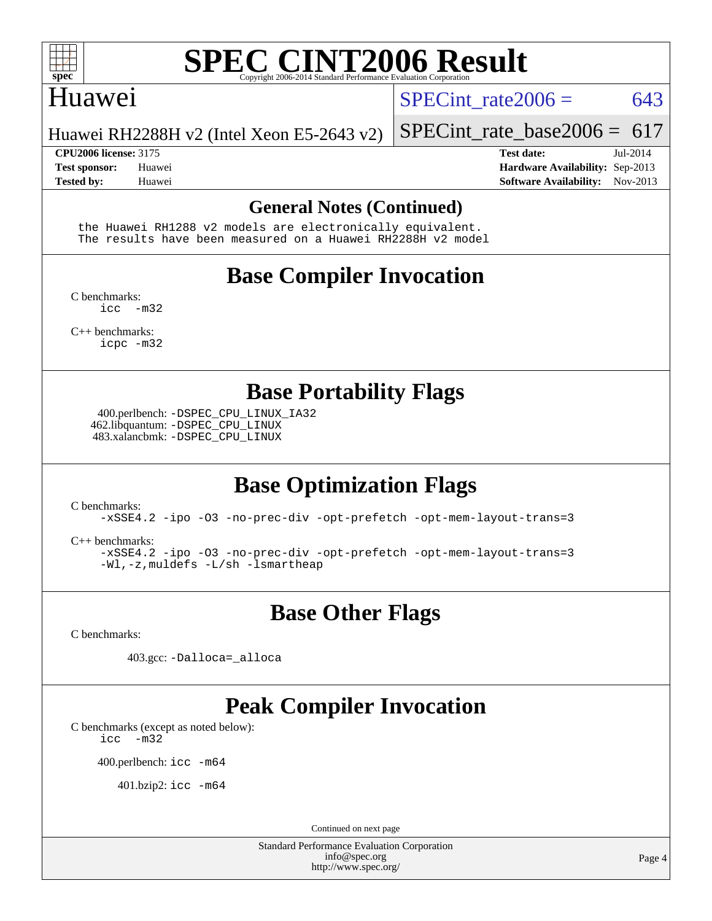## General Notes (Continued)

```
the Huawei RH1288 v2 models are electronically equivalent.
The results have been measured on a Huawei RH2288H v2 model
```

## Base Compiler Invocation

C benchmarks:
```
icc  -m32
```

C++ benchmarks:
```
icpc -m32
```

## Base Portability Flags

400.perlbench: `-DSPEC_CPU_LINUX_IA32`
462.libquantum: `-DSPEC_CPU_LINUX`
483.xalancbmk: `-DSPEC_CPU_LINUX`

## Base Optimization Flags

C benchmarks:
```
-xSSE4.2 -ipo -O3 -no-prec-div -opt-prefetch -opt-mem-layout-trans=3
```

C++ benchmarks:
```
-xSSE4.2 -ipo -O3 -no-prec-div -opt-prefetch -opt-mem-layout-trans=3
-Wl,-z,muldefs -L/sh -lsmartheap
```

## Base Other Flags

C benchmarks:

403.gcc: `-Dalloca=_alloca`

## Peak Compiler Invocation

C benchmarks (except as noted below):
```
icc  -m32
```

400.perlbench: `icc -m64`

401.bzip2: `icc -m64`

Continued on next page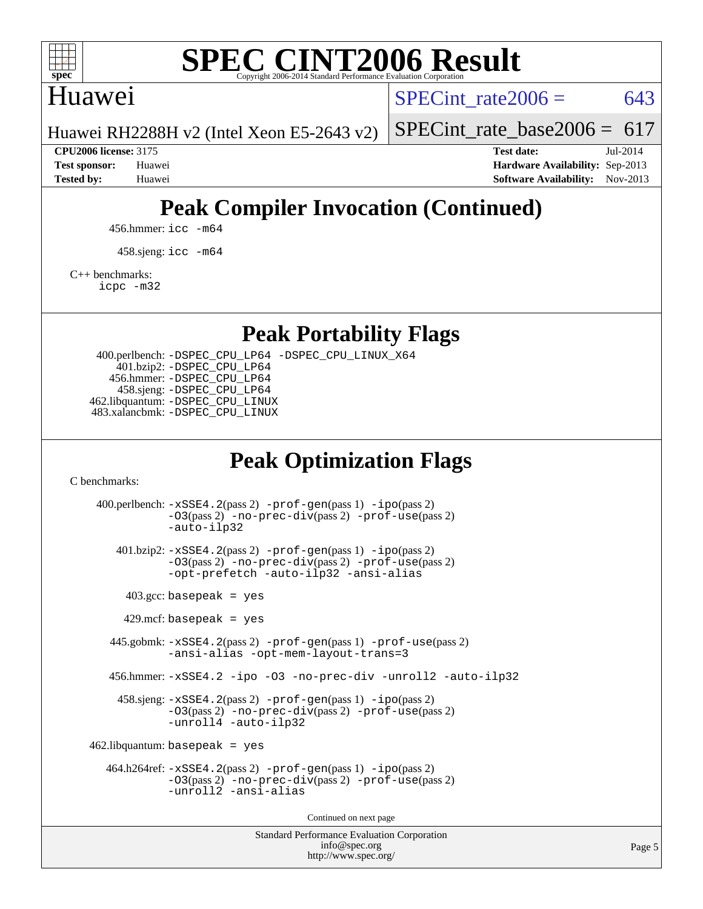# Peak Compiler Invocation (Continued)

456.hmmer: `icc -m64`

458.sjeng: `icc -m64`

C++ benchmarks:
`icpc -m32`

# Peak Portability Flags

400.perlbench: `-DSPEC_CPU_LP64 -DSPEC_CPU_LINUX_X64`
401.bzip2: `-DSPEC_CPU_LP64`
456.hmmer: `-DSPEC_CPU_LP64`
458.sjeng: `-DSPEC_CPU_LP64`
462.libquantum: `-DSPEC_CPU_LINUX`
483.xalancbmk: `-DSPEC_CPU_LINUX`

# Peak Optimization Flags

C benchmarks:

400.perlbench: `-xSSE4.2`(pass 2) `-prof-gen`(pass 1) `-ipo`(pass 2) `-O3`(pass 2) `-no-prec-div`(pass 2) `-prof-use`(pass 2) `-auto-ilp32`

401.bzip2: `-xSSE4.2`(pass 2) `-prof-gen`(pass 1) `-ipo`(pass 2) `-O3`(pass 2) `-no-prec-div`(pass 2) `-prof-use`(pass 2) `-opt-prefetch -auto-ilp32 -ansi-alias`

403.gcc: `basepeak = yes`

429.mcf: `basepeak = yes`

445.gobmk: `-xSSE4.2`(pass 2) `-prof-gen`(pass 1) `-prof-use`(pass 2) `-ansi-alias -opt-mem-layout-trans=3`

456.hmmer: `-xSSE4.2 -ipo -O3 -no-prec-div -unroll2 -auto-ilp32`

458.sjeng: `-xSSE4.2`(pass 2) `-prof-gen`(pass 1) `-ipo`(pass 2) `-O3`(pass 2) `-no-prec-div`(pass 2) `-prof-use`(pass 2) `-unroll4 -auto-ilp32`

462.libquantum: `basepeak = yes`

464.h264ref: `-xSSE4.2`(pass 2) `-prof-gen`(pass 1) `-ipo`(pass 2) `-O3`(pass 2) `-no-prec-div`(pass 2) `-prof-use`(pass 2) `-unroll2 -ansi-alias`

Continued on next page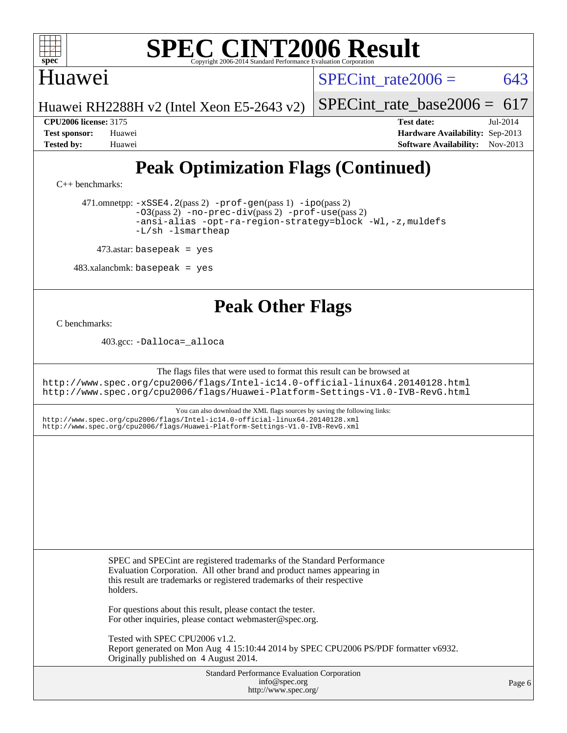# Peak Optimization Flags (Continued)

C++ benchmarks:

471.omnetpp: -xSSE4.2(pass 2) -prof-gen(pass 1) -ipo(pass 2) -O3(pass 2) -no-prec-div(pass 2) -prof-use(pass 2) -ansi-alias -opt-ra-region-strategy=block -Wl,-z,muldefs -L/sh -lsmartheap

473.astar: basepeak = yes

483.xalancbmk: basepeak = yes

# Peak Other Flags

C benchmarks:

403.gcc: -Dalloca=_alloca

The flags files that were used to format this result can be browsed at
http://www.spec.org/cpu2006/flags/Intel-ic14.0-official-linux64.20140128.html
http://www.spec.org/cpu2006/flags/Huawei-Platform-Settings-V1.0-IVB-RevG.html

You can also download the XML flags sources by saving the following links:
http://www.spec.org/cpu2006/flags/Intel-ic14.0-official-linux64.20140128.xml
http://www.spec.org/cpu2006/flags/Huawei-Platform-Settings-V1.0-IVB-RevG.xml

SPEC and SPECint are registered trademarks of the Standard Performance Evaluation Corporation. All other brand and product names appearing in this result are trademarks or registered trademarks of their respective holders.

For questions about this result, please contact the tester.
For other inquiries, please contact webmaster@spec.org.

Tested with SPEC CPU2006 v1.2.
Report generated on Mon Aug 4 15:10:44 2014 by SPEC CPU2006 PS/PDF formatter v6932.
Originally published on 4 August 2014.